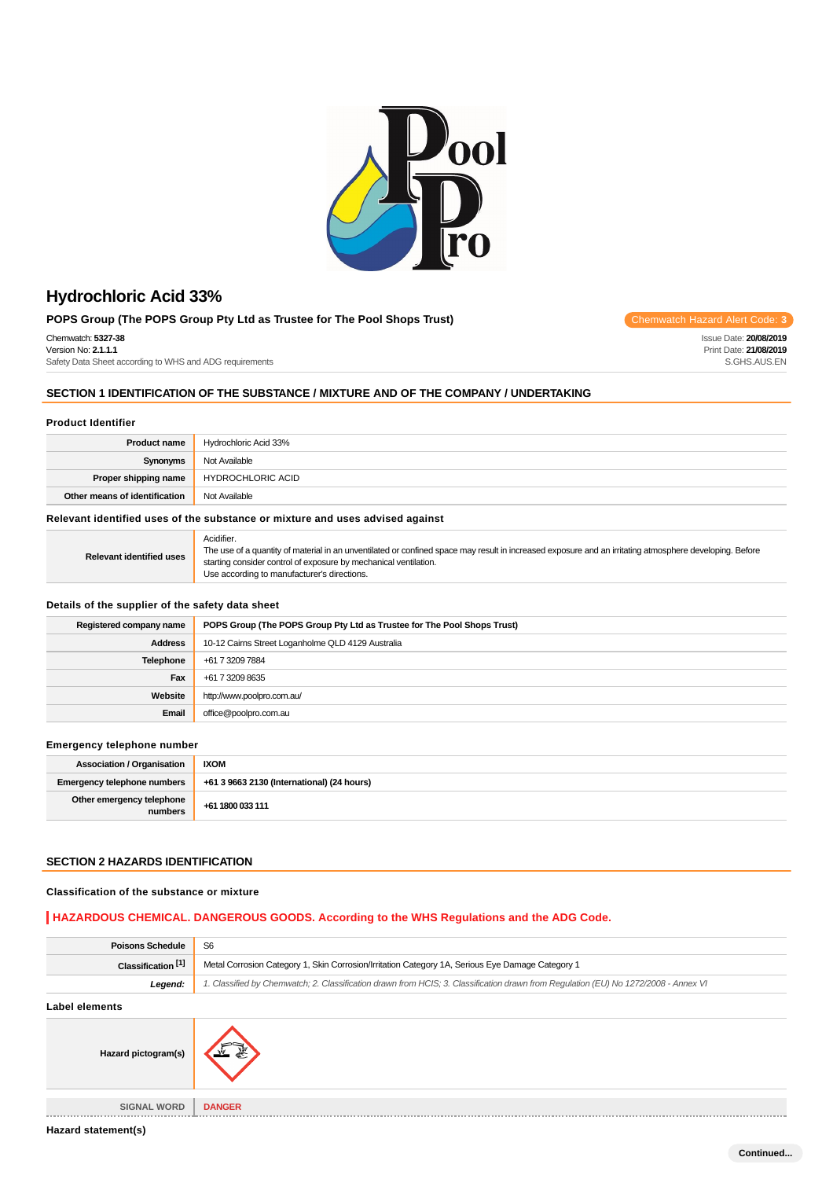# Hydrochloric Acid 33%

**POPS Group (The POPS Group Pty Ltd as Trustee for The Pool Shops Trust)**

Chemwatch Hazard Alert Code: **3**

Chemwatch: **5327-38**
Version No: **2.1.1.1**
Safety Data Sheet according to WHS and ADG requirements

Issue Date: **20/08/2019**
Print Date: **21/08/2019**
S.GHS.AUS.EN

## SECTION 1 IDENTIFICATION OF THE SUBSTANCE / MIXTURE AND OF THE COMPANY / UNDERTAKING

### Product Identifier

| | |
|---|---|
| **Product name** | Hydrochloric Acid 33% |
| **Synonyms** | Not Available |
| **Proper shipping name** | HYDROCHLORIC ACID |
| **Other means of identification** | Not Available |

### Relevant identified uses of the substance or mixture and uses advised against

| | |
|---|---|
| **Relevant identified uses** | Acidifier.<br>The use of a quantity of material in an unventilated or confined space may result in increased exposure and an irritating atmosphere developing. Before starting consider control of exposure by mechanical ventilation.<br>Use according to manufacturer's directions. |

### Details of the supplier of the safety data sheet

| | |
|---|---|
| **Registered company name** | **POPS Group (The POPS Group Pty Ltd as Trustee for The Pool Shops Trust)** |
| **Address** | 10-12 Cairns Street Loganholme QLD 4129 Australia |
| **Telephone** | +61 7 3209 7884 |
| **Fax** | +61 7 3209 8635 |
| **Website** | http://www.poolpro.com.au/ |
| **Email** | office@poolpro.com.au |

### Emergency telephone number

| | |
|---|---|
| **Association / Organisation** | **IXOM** |
| **Emergency telephone numbers** | **+61 3 9663 2130 (International) (24 hours)** |
| **Other emergency telephone numbers** | **+61 1800 033 111** |

## SECTION 2 HAZARDS IDENTIFICATION

### Classification of the substance or mixture

**HAZARDOUS CHEMICAL. DANGEROUS GOODS. According to the WHS Regulations and the ADG Code.**

| | |
|---|---|
| **Poisons Schedule** | S6 |
| **Classification [1]** | Metal Corrosion Category 1, Skin Corrosion/Irritation Category 1A, Serious Eye Damage Category 1 |
| ***Legend:*** | *1. Classified by Chemwatch; 2. Classification drawn from HCIS; 3. Classification drawn from Regulation (EU) No 1272/2008 - Annex VI* |

### Label elements

| | |
|---|---|
| **Hazard pictogram(s)** | |
| **SIGNAL WORD** | **DANGER** |

### Hazard statement(s)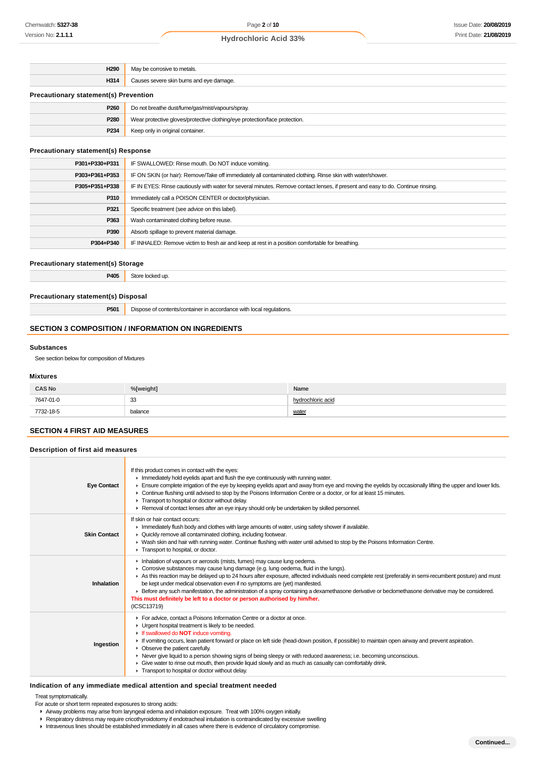| | |
|---|---|
| **H290** | May be corrosive to metals. |
| **H314** | Causes severe skin burns and eye damage. |

### Precautionary statement(s) Prevention

| | |
|---|---|
| **P260** | Do not breathe dust/fume/gas/mist/vapours/spray. |
| **P280** | Wear protective gloves/protective clothing/eye protection/face protection. |
| **P234** | Keep only in original container. |

### Precautionary statement(s) Response

| | |
|---|---|
| **P301+P330+P331** | IF SWALLOWED: Rinse mouth. Do NOT induce vomiting. |
| **P303+P361+P353** | IF ON SKIN (or hair): Remove/Take off immediately all contaminated clothing. Rinse skin with water/shower. |
| **P305+P351+P338** | IF IN EYES: Rinse cautiously with water for several minutes. Remove contact lenses, if present and easy to do. Continue rinsing. |
| **P310** | Immediately call a POISON CENTER or doctor/physician. |
| **P321** | Specific treatment (see advice on this label). |
| **P363** | Wash contaminated clothing before reuse. |
| **P390** | Absorb spillage to prevent material damage. |
| **P304+P340** | IF INHALED: Remove victim to fresh air and keep at rest in a position comfortable for breathing. |

### Precautionary statement(s) Storage

| | |
|---|---|
| **P405** | Store locked up. |

### Precautionary statement(s) Disposal

| | |
|---|---|
| **P501** | Dispose of contents/container in accordance with local regulations. |

## SECTION 3 COMPOSITION / INFORMATION ON INGREDIENTS

### Substances

See section below for composition of Mixtures

### Mixtures

| CAS No | %[weight] | Name |
|---|---|---|
| 7647-01-0 | 33 | hydrochloric acid |
| 7732-18-5 | balance | water |

## SECTION 4 FIRST AID MEASURES

### Description of first aid measures

| | |
|---|---|
| **Eye Contact** | If this product comes in contact with the eyes:<br>▸ Immediately hold eyelids apart and flush the eye continuously with running water.<br>▸ Ensure complete irrigation of the eye by keeping eyelids apart and away from eye and moving the eyelids by occasionally lifting the upper and lower lids.<br>▸ Continue flushing until advised to stop by the Poisons Information Centre or a doctor, or for at least 15 minutes.<br>▸ Transport to hospital or doctor without delay.<br>▸ Removal of contact lenses after an eye injury should only be undertaken by skilled personnel. |
| **Skin Contact** | If skin or hair contact occurs:<br>▸ Immediately flush body and clothes with large amounts of water, using safety shower if available.<br>▸ Quickly remove all contaminated clothing, including footwear.<br>▸ Wash skin and hair with running water. Continue flushing with water until advised to stop by the Poisons Information Centre.<br>▸ Transport to hospital, or doctor. |
| **Inhalation** | ▸ Inhalation of vapours or aerosols (mists, fumes) may cause lung oedema.<br>▸ Corrosive substances may cause lung damage (e.g. lung oedema, fluid in the lungs).<br>▸ As this reaction may be delayed up to 24 hours after exposure, affected individuals need complete rest (preferably in semi-recumbent posture) and must be kept under medical observation even if no symptoms are (yet) manifested.<br>▸ Before any such manifestation, the administration of a spray containing a dexamethasone derivative or beclomethasone derivative may be considered.<br>**This must definitely be left to a doctor or person authorised by him/her.**<br>(ICSC13719) |
| **Ingestion** | ▸ For advice, contact a Poisons Information Centre or a doctor at once.<br>▸ Urgent hospital treatment is likely to be needed.<br>▸ If swallowed do **NOT** induce vomiting.<br>▸ If vomiting occurs, lean patient forward or place on left side (head-down position, if possible) to maintain open airway and prevent aspiration.<br>▸ Observe the patient carefully.<br>▸ Never give liquid to a person showing signs of being sleepy or with reduced awareness; i.e. becoming unconscious.<br>▸ Give water to rinse out mouth, then provide liquid slowly and as much as casualty can comfortably drink.<br>▸ Transport to hospital or doctor without delay. |

### Indication of any immediate medical attention and special treatment needed

Treat symptomatically.
For acute or short term repeated exposures to strong acids:

- Airway problems may arise from laryngeal edema and inhalation exposure. Treat with 100% oxygen initially.
- Respiratory distress may require cricothyroidotomy if endotracheal intubation is contraindicated by excessive swelling
- Intravenous lines should be established immediately in all cases where there is evidence of circulatory compromise.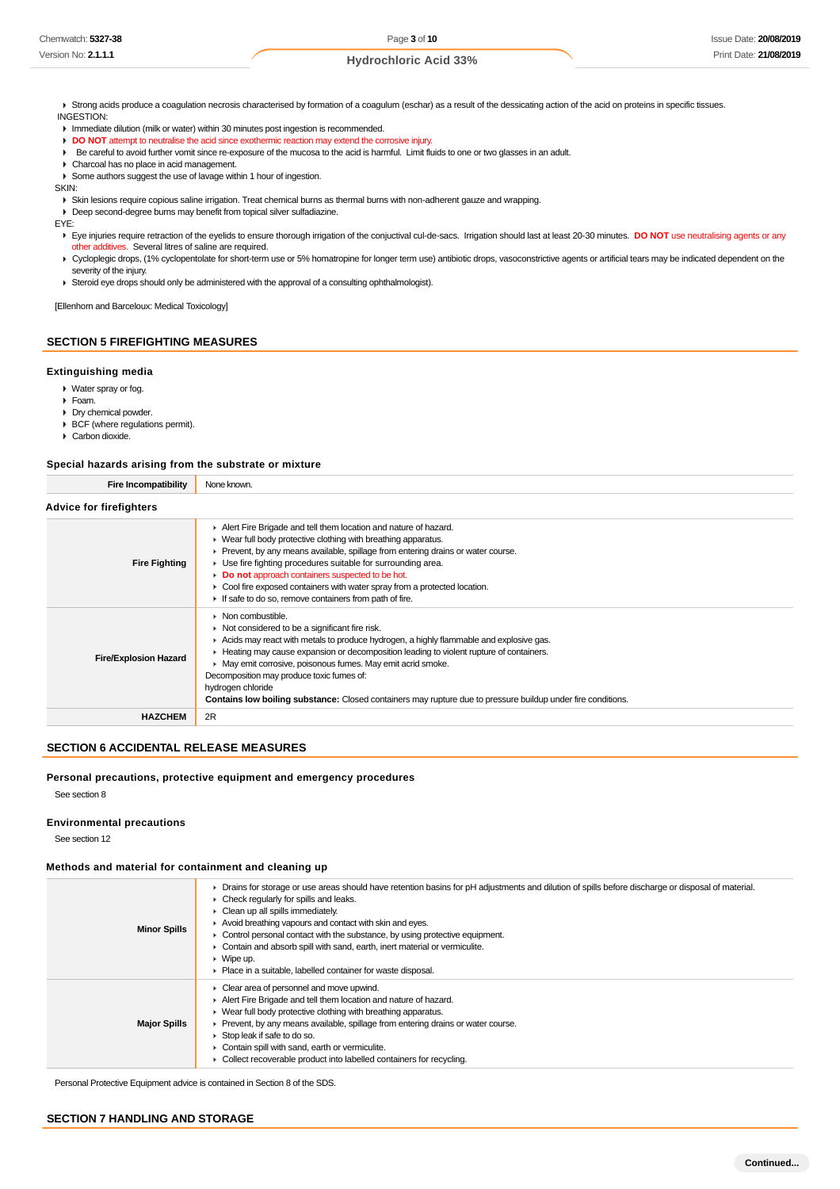- Strong acids produce a coagulation necrosis characterised by formation of a coagulum (eschar) as a result of the dessicating action of the acid on proteins in specific tissues.

INGESTION:

- Immediate dilution (milk or water) within 30 minutes post ingestion is recommended.
- **DO NOT** attempt to neutralise the acid since exothermic reaction may extend the corrosive injury.
- Be careful to avoid further vomit since re-exposure of the mucosa to the acid is harmful. Limit fluids to one or two glasses in an adult.
- Charcoal has no place in acid management.
- Some authors suggest the use of lavage within 1 hour of ingestion.

SKIN:

- Skin lesions require copious saline irrigation. Treat chemical burns as thermal burns with non-adherent gauze and wrapping.
- Deep second-degree burns may benefit from topical silver sulfadiazine.

EYE:

- Eye injuries require retraction of the eyelids to ensure thorough irrigation of the conjuctival cul-de-sacs. Irrigation should last at least 20-30 minutes. **DO NOT** use neutralising agents or any other additives. Several litres of saline are required.
- Cycloplegic drops, (1% cyclopentolate for short-term use or 5% homatropine for longer term use) antibiotic drops, vasoconstrictive agents or artificial tears may be indicated dependent on the severity of the injury.
- Steroid eye drops should only be administered with the approval of a consulting ophthalmologist).

[Ellenhorn and Barceloux: Medical Toxicology]

## SECTION 5 FIREFIGHTING MEASURES

### Extinguishing media

- Water spray or fog.
- Foam.
- Dry chemical powder.
- BCF (where regulations permit).
- Carbon dioxide.

### Special hazards arising from the substrate or mixture

| | |
|---|---|
| **Fire Incompatibility** | None known. |

### Advice for firefighters

| | |
|---|---|
| **Fire Fighting** | ▸ Alert Fire Brigade and tell them location and nature of hazard.<br>▸ Wear full body protective clothing with breathing apparatus.<br>▸ Prevent, by any means available, spillage from entering drains or water course.<br>▸ Use fire fighting procedures suitable for surrounding area.<br>▸ **Do not** approach containers suspected to be hot.<br>▸ Cool fire exposed containers with water spray from a protected location.<br>▸ If safe to do so, remove containers from path of fire. |
| **Fire/Explosion Hazard** | ▸ Non combustible.<br>▸ Not considered to be a significant fire risk.<br>▸ Acids may react with metals to produce hydrogen, a highly flammable and explosive gas.<br>▸ Heating may cause expansion or decomposition leading to violent rupture of containers.<br>▸ May emit corrosive, poisonous fumes. May emit acrid smoke.<br>Decomposition may produce toxic fumes of:<br>hydrogen chloride<br>**Contains low boiling substance:** Closed containers may rupture due to pressure buildup under fire conditions. |
| **HAZCHEM** | 2R |

## SECTION 6 ACCIDENTAL RELEASE MEASURES

### Personal precautions, protective equipment and emergency procedures

See section 8

### Environmental precautions

See section 12

### Methods and material for containment and cleaning up

| | |
|---|---|
| **Minor Spills** | ▸ Drains for storage or use areas should have retention basins for pH adjustments and dilution of spills before discharge or disposal of material.<br>▸ Check regularly for spills and leaks.<br>▸ Clean up all spills immediately.<br>▸ Avoid breathing vapours and contact with skin and eyes.<br>▸ Control personal contact with the substance, by using protective equipment.<br>▸ Contain and absorb spill with sand, earth, inert material or vermiculite.<br>▸ Wipe up.<br>▸ Place in a suitable, labelled container for waste disposal. |
| **Major Spills** | ▸ Clear area of personnel and move upwind.<br>▸ Alert Fire Brigade and tell them location and nature of hazard.<br>▸ Wear full body protective clothing with breathing apparatus.<br>▸ Prevent, by any means available, spillage from entering drains or water course.<br>▸ Stop leak if safe to do so.<br>▸ Contain spill with sand, earth or vermiculite.<br>▸ Collect recoverable product into labelled containers for recycling. |

Personal Protective Equipment advice is contained in Section 8 of the SDS.

## SECTION 7 HANDLING AND STORAGE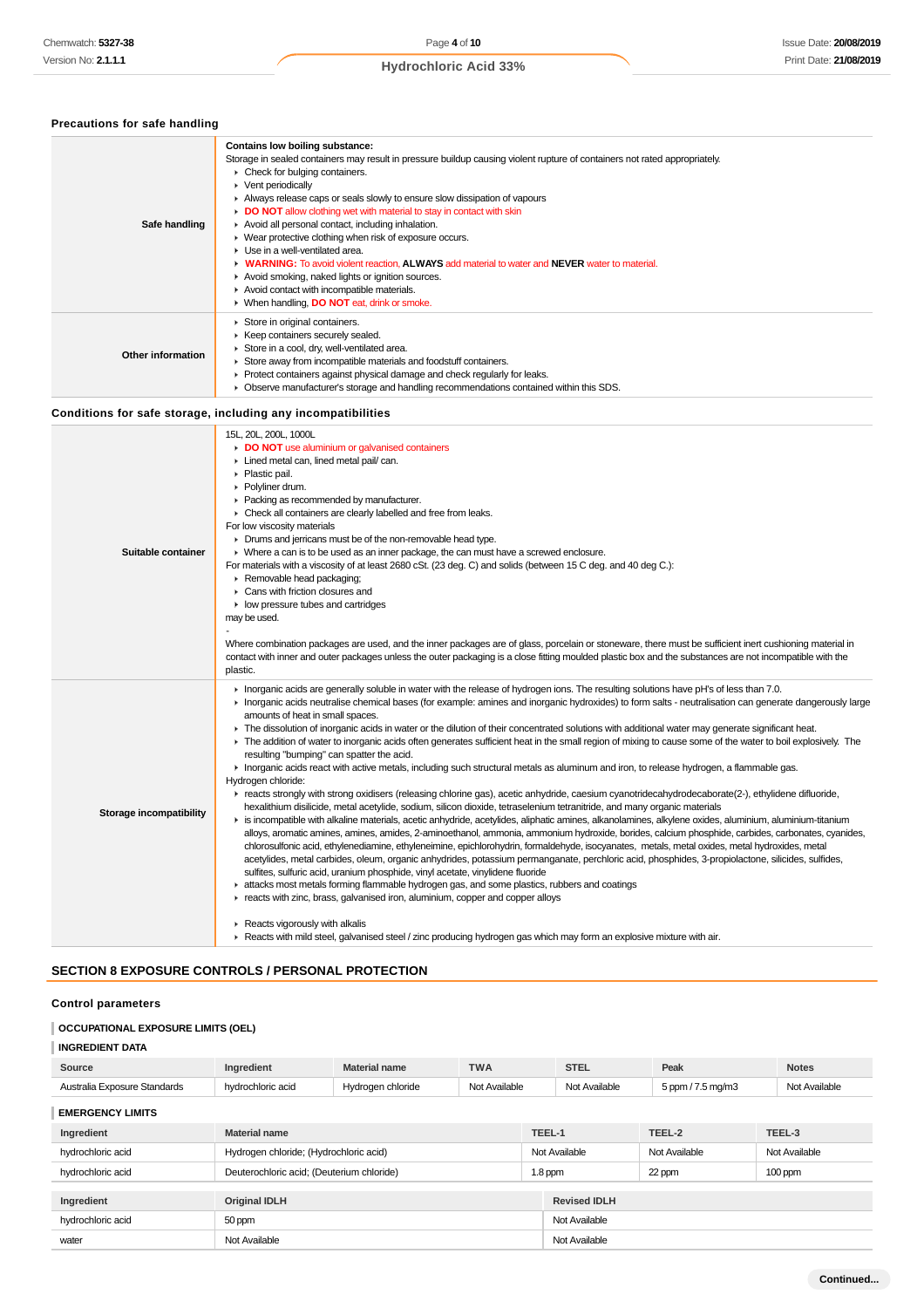### Precautions for safe handling

| | |
|---|---|
| **Safe handling** | **Contains low boiling substance:**<br>Storage in sealed containers may result in pressure buildup causing violent rupture of containers not appropriately.<br>▸ Check for bulging containers.<br>▸ Vent periodically<br>▸ Always release caps or seals slowly to ensure slow dissipation of vapours<br>▸ **DO NOT** allow clothing wet with material to stay in contact with skin<br>▸ Avoid all personal contact, including inhalation.<br>▸ Wear protective clothing when risk of exposure occurs.<br>▸ Use in a well-ventilated area.<br>▸ **WARNING:** To avoid violent reaction, **ALWAYS** add material to water and **NEVER** water to material.<br>▸ Avoid smoking, naked lights or ignition sources.<br>▸ Avoid contact with incompatible materials.<br>▸ When handling, **DO NOT** eat, drink or smoke. |
| **Other information** | ▸ Store in original containers.<br>▸ Keep containers securely sealed.<br>▸ Store in a cool, dry, well-ventilated area.<br>▸ Store away from incompatible materials and foodstuff containers.<br>▸ Protect containers against physical damage and check regularly for leaks.<br>▸ Observe manufacturer's storage and handling recommendations contained within this SDS. |

### Conditions for safe storage, including any incompatibilities

| | |
|---|---|
| **Suitable container** | 15L, 20L, 200L, 1000L<br>▸ **DO NOT** use aluminium or galvanised containers<br>▸ Lined metal can, lined metal pail/ can.<br>▸ Plastic pail.<br>▸ Polyliner drum.<br>▸ Packing as recommended by manufacturer.<br>▸ Check all containers are clearly labelled and free from leaks.<br>For low viscosity materials<br>▸ Drums and jerricans must be of the non-removable head type.<br>▸ Where a can is to be used as an inner package, the can must have a screwed enclosure.<br>For materials with a viscosity of at least 2680 cSt. (23 deg. C) and solids (between 15 C deg. and 40 deg C.):<br>▸ Removable head packaging;<br>▸ Cans with friction closures and<br>▸ low pressure tubes and cartridges<br>may be used.<br>-<br>Where combination packages are used, and the inner packages are of glass, porcelain or stoneware, there must be sufficient inert cushioning material in contact with inner and outer packages unless the outer packaging is a close fitting moulded plastic box and the substances are not incompatible with the plastic. |
| **Storage incompatibility** | ▸ Inorganic acids are generally soluble in water with the release of hydrogen ions. The resulting solutions have pH's of less than 7.0.<br>▸ Inorganic acids neutralise chemical bases (for example: amines and inorganic hydroxides) to form salts - neutralisation can generate dangerously large amounts of heat in small spaces.<br>▸ The dissolution of inorganic acids in water or the dilution of their concentrated solutions with additional water may generate significant heat.<br>▸ The addition of water to inorganic acids often generates sufficient heat in the small region of mixing to cause some of the water to boil explosively. The resulting "bumping" can spatter the acid.<br>▸ Inorganic acids react with active metals, including such structural metals as aluminum and iron, to release hydrogen, a flammable gas.<br>Hydrogen chloride:<br>▸ reacts strongly with strong oxidisers (releasing chlorine gas), acetic anhydride, caesium cyanotridecahydrodecaborate(2-), ethylidene difluoride, hexalithium disilicide, metal acetylide, sodium, silicon dioxide, tetraselenium tetranitride, and many organic materials<br>▸ is incompatible with alkaline materials, acetic anhydride, acetylides, aliphatic amines, alkanolamines, alkylene oxides, aluminium, aluminium-titanium alloys, aromatic amines, amines, amides, 2-aminoethanol, ammonia, ammonium hydroxide, borides, calcium phosphide, carbides, carbonates, cyanides, chlorosulfonic acid, ethylenediamine, ethyleneimine, epichlorohydrin, formaldehyde, isocyanates, metals, metal oxides, metal hydroxides, metal acetylides, metal carbides, oleum, organic anhydrides, potassium permanganate, perchloric acid, phosphides, 3-propiolactone, silicides, sulfides, sulfites, sulfuric acid, uranium phosphide, vinyl acetate, vinylidene fluoride<br>▸ attacks most metals forming flammable hydrogen gas, and some plastics, rubbers and coatings<br>▸ reacts with zinc, brass, galvanised iron, aluminium, copper and copper alloys<br><br>▸ Reacts vigorously with alkalis<br>▸ Reacts with mild steel, galvanised steel / zinc producing hydrogen gas which may form an explosive mixture with air. |

## SECTION 8 EXPOSURE CONTROLS / PERSONAL PROTECTION

### Control parameters

#### OCCUPATIONAL EXPOSURE LIMITS (OEL)

#### INGREDIENT DATA

| Source | Ingredient | Material name | TWA | STEL | Peak | Notes |
|---|---|---|---|---|---|---|
| Australia Exposure Standards | hydrochloric acid | Hydrogen chloride | Not Available | Not Available | 5 ppm / 7.5 mg/m3 | Not Available |

#### EMERGENCY LIMITS

| Ingredient | Material name | TEEL-1 | TEEL-2 | TEEL-3 |
|---|---|---|---|---|
| hydrochloric acid | Hydrogen chloride; (Hydrochloric acid) | Not Available | Not Available | Not Available |
| hydrochloric acid | Deuterochloric acid; (Deuterium chloride) | 1.8 ppm | 22 ppm | 100 ppm |

| Ingredient | Original IDLH | Revised IDLH |
|---|---|---|
| hydrochloric acid | 50 ppm | Not Available |
| water | Not Available | Not Available |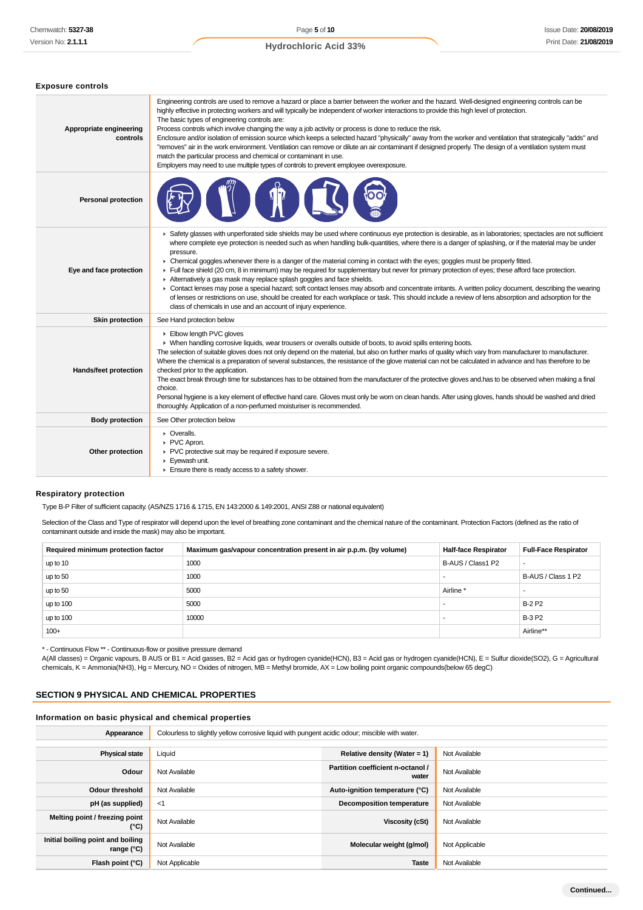### Exposure controls

| | |
|---|---|
| **Appropriate engineering controls** | Engineering controls are used to remove a hazard or place a barrier between the worker and the hazard. Well-designed engineering controls can be highly effective in protecting workers and will typically be independent of worker interactions to provide this high level of protection.<br>The basic types of engineering controls are:<br>Process controls which involve changing the way a job activity or process is done to reduce the risk.<br>Enclosure and/or isolation of emission source which keeps a selected hazard "physically" away from the worker and ventilation that strategically "adds" and "removes" air in the work environment. Ventilation can remove or dilute an air contaminant if designed properly. The design of a ventilation system must match the particular process and chemical or contaminant in use.<br>Employers may need to use multiple types of controls to prevent employee overexposure. |
| **Personal protection** | |
| **Eye and face protection** | ▸ Safety glasses with unperforated side shields may be used where continuous eye protection is desirable, as in laboratories; spectacles are not sufficient where complete eye protection is needed such as when handling bulk-quantities, where there is a danger of splashing, or if the material may be under pressure.<br>▸ Chemical goggles.whenever there is a danger of the material coming in contact with the eyes; goggles must be properly fitted.<br>▸ Full face shield (20 cm, 8 in minimum) may be required for supplementary but never for primary protection of eyes; these afford face protection.<br>▸ Alternatively a gas mask may replace splash goggles and face shields.<br>▸ Contact lenses may pose a special hazard; soft contact lenses may absorb and concentrate irritants. A written policy document, describing the wearing of lenses or restrictions on use, should be created for each workplace or task. This should include a review of lens absorption and adsorption for the class of chemicals in use and an account of injury experience. |
| **Skin protection** | See Hand protection below |
| **Hands/feet protection** | ▸ Elbow length PVC gloves<br>▸ When handling corrosive liquids, wear trousers or overalls outside of boots, to avoid spills entering boots.<br>The selection of suitable gloves does not only depend on the material, but also on further marks of quality which vary from manufacturer to manufacturer. Where the chemical is a preparation of several substances, the resistance of the glove material can not be calculated in advance and has therefore to be checked prior to the application.<br>The exact break through time for substances has to be obtained from the manufacturer of the protective gloves and.has to be observed when making a final choice.<br>Personal hygiene is a key element of effective hand care. Gloves must only be worn on clean hands. After using gloves, hands should be washed and dried thoroughly. Application of a non-perfumed moisturiser is recommended. |
| **Body protection** | See Other protection below |
| **Other protection** | ▸ Overalls.<br>▸ PVC Apron.<br>▸ PVC protective suit may be required if exposure severe.<br>▸ Eyewash unit.<br>▸ Ensure there is ready access to a safety shower. |

### Respiratory protection

Type B-P Filter of sufficient capacity. (AS/NZS 1716 & 1715, EN 143:2000 & 149:2001, ANSI Z88 or national equivalent)

Selection of the Class and Type of respirator will depend upon the level of breathing zone contaminant and the chemical nature of the contaminant. Protection Factors (defined as the ratio of contaminant outside and inside the mask) may also be important.

| Required minimum protection factor | Maximum gas/vapour concentration present in air p.p.m. (by volume) | Half-face Respirator | Full-Face Respirator |
|---|---|---|---|
| up to 10 | 1000 | B-AUS / Class1 P2 | - |
| up to 50 | 1000 | - | B-AUS / Class 1 P2 |
| up to 50 | 5000 | Airline * | - |
| up to 100 | 5000 | - | B-2 P2 |
| up to 100 | 10000 | - | B-3 P2 |
| 100+ | | | Airline** |

* - Continuous Flow ** - Continuous-flow or positive pressure demand
A(All classes) = Organic vapours, B AUS or B1 = Acid gasses, B2 = Acid gas or hydrogen cyanide(HCN), B3 = Acid gas or hydrogen cyanide(HCN), E = Sulfur dioxide(SO2), G = Agricultural chemicals, K = Ammonia(NH3), Hg = Mercury, NO = Oxides of nitrogen, MB = Methyl bromide, AX = Low boiling point organic compounds(below 65 degC)

## SECTION 9 PHYSICAL AND CHEMICAL PROPERTIES

### Information on basic physical and chemical properties

| | | | |
|---|---|---|---|
| **Appearance** | Colourless to slightly yellow corrosive liquid with pungent acidic odour; miscible with water. | | |
| **Physical state** | Liquid | **Relative density (Water = 1)** | Not Available |
| **Odour** | Not Available | **Partition coefficient n-octanol / water** | Not Available |
| **Odour threshold** | Not Available | **Auto-ignition temperature (°C)** | Not Available |
| **pH (as supplied)** | <1 | **Decomposition temperature** | Not Available |
| **Melting point / freezing point (°C)** | Not Available | **Viscosity (cSt)** | Not Available |
| **Initial boiling point and boiling range (°C)** | Not Available | **Molecular weight (g/mol)** | Not Applicable |
| **Flash point (°C)** | Not Applicable | **Taste** | Not Available |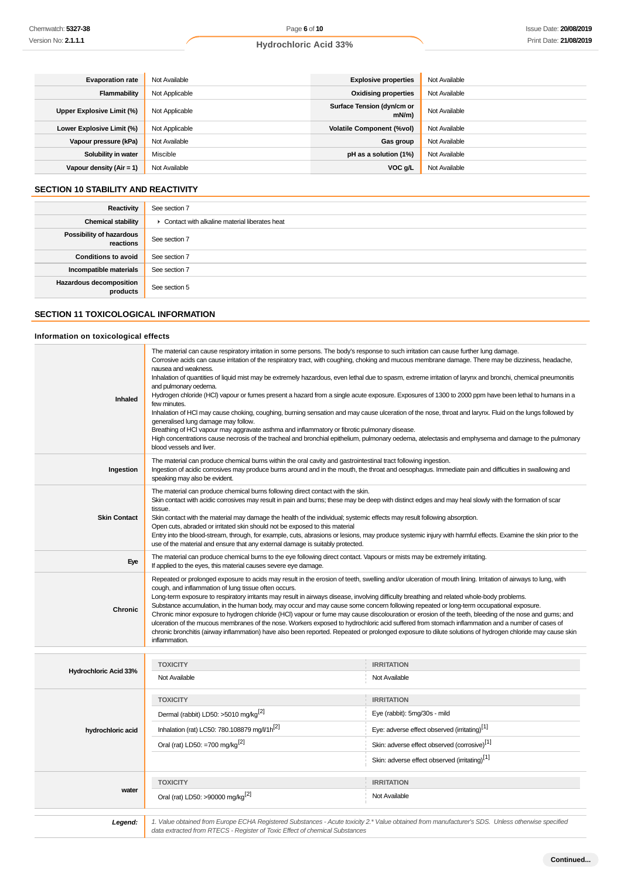| | | | |
|---|---|---|---|
| **Evaporation rate** | Not Available | **Explosive properties** | Not Available |
| **Flammability** | Not Applicable | **Oxidising properties** | Not Available |
| **Upper Explosive Limit (%)** | Not Applicable | **Surface Tension (dyn/cm or mN/m)** | Not Available |
| **Lower Explosive Limit (%)** | Not Applicable | **Volatile Component (%vol)** | Not Available |
| **Vapour pressure (kPa)** | Not Available | **Gas group** | Not Available |
| **Solubility in water** | Miscible | **pH as a solution (1%)** | Not Available |
| **Vapour density (Air = 1)** | Not Available | **VOC g/L** | Not Available |

## SECTION 10 STABILITY AND REACTIVITY

| | |
|---|---|
| **Reactivity** | See section 7 |
| **Chemical stability** | ▸ Contact with alkaline material liberates heat |
| **Possibility of hazardous reactions** | See section 7 |
| **Conditions to avoid** | See section 7 |
| **Incompatible materials** | See section 7 |
| **Hazardous decomposition products** | See section 5 |

## SECTION 11 TOXICOLOGICAL INFORMATION

### Information on toxicological effects

| | |
|---|---|
| **Inhaled** | The material can cause respiratory irritation in some persons. The body's response to such irritation can cause further lung damage.<br>Corrosive acids can cause irritation of the respiratory tract, with coughing, choking and mucous membrane damage. There may be dizziness, headache, nausea and weakness.<br>Inhalation of quantities of liquid mist may be extremely hazardous, even lethal due to spasm, extreme irritation of larynx and bronchi, chemical pneumonitis and pulmonary oedema.<br>Hydrogen chloride (HCl) vapour or fumes present a hazard from a single acute exposure. Exposures of 1300 to 2000 ppm have been lethal to humans in a few minutes.<br>Inhalation of HCl may cause choking, coughing, burning sensation and may cause ulceration of the nose, throat and larynx. Fluid on the lungs followed by generalised lung damage may follow.<br>Breathing of HCl vapour may aggravate asthma and inflammatory or fibrotic pulmonary disease.<br>High concentrations cause necrosis of the tracheal and bronchial epithelium, pulmonary oedema, atelectasis and emphysema and damage to the pulmonary blood vessels and liver. |
| **Ingestion** | The material can produce chemical burns within the oral cavity and gastrointestinal tract following ingestion.<br>Ingestion of acidic corrosives may produce burns around and in the mouth, the throat and oesophagus. Immediate pain and difficulties in swallowing and speaking may also be evident. |
| **Skin Contact** | The material can produce chemical burns following direct contact with the skin.<br>Skin contact with acidic corrosives may result in pain and burns; these may be deep with distinct edges and may heal slowly with the formation of scar tissue.<br>Skin contact with the material may damage the health of the individual; systemic effects may result following absorption.<br>Open cuts, abraded or irritated skin should not be exposed to this material<br>Entry into the blood-stream, through, for example, cuts, abrasions or lesions, may produce systemic injury with harmful effects. Examine the skin prior to the use of the material and ensure that any external damage is suitably protected. |
| **Eye** | The material can produce chemical burns to the eye following direct contact. Vapours or mists may be extremely irritating.<br>If applied to the eyes, this material causes severe eye damage. |
| **Chronic** | Repeated or prolonged exposure to acids may result in the erosion of teeth, swelling and/or ulceration of mouth lining. Irritation of airways to lung, with cough, and inflammation of lung tissue often occurs.<br>Long-term exposure to respiratory irritants may result in airways disease, involving difficulty breathing and related whole-body problems.<br>Substance accumulation, in the human body, may occur and may cause some concern following repeated or long-term occupational exposure.<br>Chronic minor exposure to hydrogen chloride (HCl) vapour or fume may cause discolouration or erosion of the teeth, bleeding of the nose and gums; and ulceration of the mucous membranes of the nose. Workers exposed to hydrochloric acid suffered from stomach inflammation and a number of cases of chronic bronchitis (airway inflammation) have also been reported. Repeated or prolonged exposure to dilute solutions of hydrogen chloride may cause skin inflammation. |

| | TOXICITY | IRRITATION |
|---|---|---|
| **Hydrochloric Acid 33%** | Not Available | Not Available |
| **hydrochloric acid** | Dermal (rabbit) LD50: >5010 mg/kg[2] | Eye (rabbit): 5mg/30s - mild |
| | Inhalation (rat) LC50: 780.108879 mg/l/1h[2] | Eye: adverse effect observed (irritating)[1] |
| | Oral (rat) LD50: =700 mg/kg[2] | Skin: adverse effect observed (corrosive)[1] |
| | | Skin: adverse effect observed (irritating)[1] |
| **water** | Oral (rat) LD50: >90000 mg/kg[2] | Not Available |

| | |
|---|---|
| ***Legend:*** | *1. Value obtained from Europe ECHA Registered Substances - Acute toxicity 2.\* Value obtained from manufacturer's SDS. Unless otherwise specified data extracted from RTECS - Register of Toxic Effect of chemical Substances* |

**Continued...**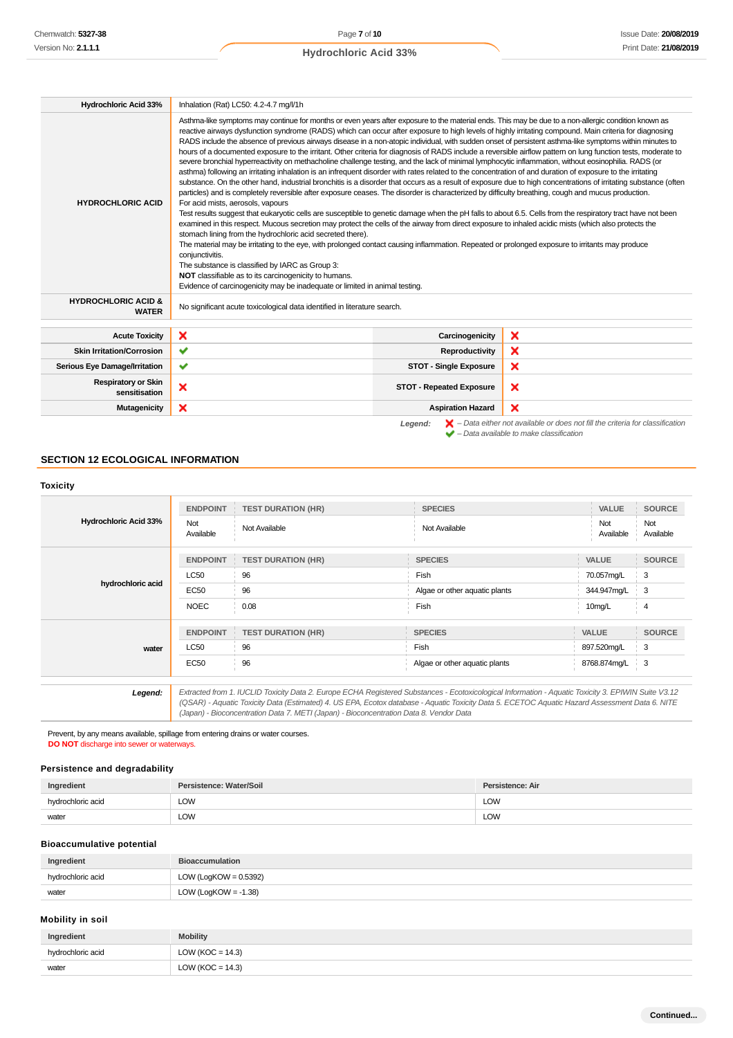| | |
|---|---|
| **Hydrochloric Acid 33%** | Inhalation (Rat) LC50: 4.2-4.7 mg/l/1h |
| **HYDROCHLORIC ACID** | Asthma-like symptoms may continue for months or even years after exposure to the material ends. This may be due to a non-allergic condition known as reactive airways dysfunction syndrome (RADS) which can occur after exposure to high levels of highly irritating compound. Main criteria for diagnosing RADS include the absence of previous airways disease in a non-atopic individual, with sudden onset of persistent asthma-like symptoms within minutes to hours of a documented exposure to the irritant. Other criteria for diagnosis of RADS include a reversible airflow pattern on lung function tests, moderate to severe bronchial hyperreactivity on methacholine challenge testing, and the lack of minimal lymphocytic inflammation, without eosinophilia. RADS (or asthma) following an irritating inhalation is an infrequent disorder with rates related to the concentration of and duration of exposure to the irritating substance. On the other hand, industrial bronchitis is a disorder that occurs as a result of exposure due to high concentrations of irritating substance (often particles) and is completely reversible after exposure ceases. The disorder is characterized by difficulty breathing, cough and mucus production.<br>For acid mists, aerosols, vapours<br>Test results suggest that eukaryotic cells are susceptible to genetic damage when the pH falls to about 6.5. Cells from the respiratory tract have not been examined in this respect. Mucous secretion may protect the cells of the airway from direct exposure to inhaled acidic mists (which also protects the stomach lining from the hydrochloric acid secreted there).<br>The material may be irritating to the eye, with prolonged contact causing inflammation. Repeated or prolonged exposure to irritants may produce conjunctivitis.<br>The substance is classified by IARC as Group 3:<br>**NOT** classifiable as to its carcinogenicity to humans.<br>Evidence of carcinogenicity may be inadequate or limited in animal testing. |
| **HYDROCHLORIC ACID & WATER** | No significant acute toxicological data identified in literature search. |

| | | | |
|---|---|---|---|
| **Acute Toxicity** | ❌ | **Carcinogenicity** | ❌ |
| **Skin Irritation/Corrosion** | ✔ | **Reproductivity** | ❌ |
| **Serious Eye Damage/Irritation** | ✔ | **STOT - Single Exposure** | ❌ |
| **Respiratory or Skin sensitisation** | ❌ | **STOT - Repeated Exposure** | ❌ |
| **Mutagenicity** | ❌ | **Aspiration Hazard** | ❌ |

*Legend:* ❌ *– Data either not available or does not fill the criteria for classification*
✔ *– Data available to make classification*

## SECTION 12 ECOLOGICAL INFORMATION

### Toxicity

| | ENDPOINT | TEST DURATION (HR) | SPECIES | VALUE | SOURCE |
|---|---|---|---|---|---|
| **Hydrochloric Acid 33%** | Not Available | Not Available | Not Available | Not Available | Not Available |
| **hydrochloric acid** | LC50 | 96 | Fish | 70.057mg/L | 3 |
| | EC50 | 96 | Algae or other aquatic plants | 344.947mg/L | 3 |
| | NOEC | 0.08 | Fish | 10mg/L | 4 |
| **water** | LC50 | 96 | Fish | 897.520mg/L | 3 |
| | EC50 | 96 | Algae or other aquatic plants | 8768.874mg/L | 3 |

***Legend:*** *Extracted from 1. IUCLID Toxicity Data 2. Europe ECHA Registered Substances - Ecotoxicological Information - Aquatic Toxicity 3. EPIWIN Suite V3.12 (QSAR) - Aquatic Toxicity Data (Estimated) 4. US EPA, Ecotox database - Aquatic Toxicity Data 5. ECETOC Aquatic Hazard Assessment Data 6. NITE (Japan) - Bioconcentration Data 7. METI (Japan) - Bioconcentration Data 8. Vendor Data*

Prevent, by any means available, spillage from entering drains or water courses.
**DO NOT** discharge into sewer or waterways.

### Persistence and degradability

| Ingredient | Persistence: Water/Soil | Persistence: Air |
|---|---|---|
| hydrochloric acid | LOW | LOW |
| water | LOW | LOW |

### Bioaccumulative potential

| Ingredient | Bioaccumulation |
|---|---|
| hydrochloric acid | LOW (LogKOW = 0.5392) |
| water | LOW (LogKOW = -1.38) |

### Mobility in soil

| Ingredient | Mobility |
|---|---|
| hydrochloric acid | LOW (KOC = 14.3) |
| water | LOW (KOC = 14.3) |

**Continued...**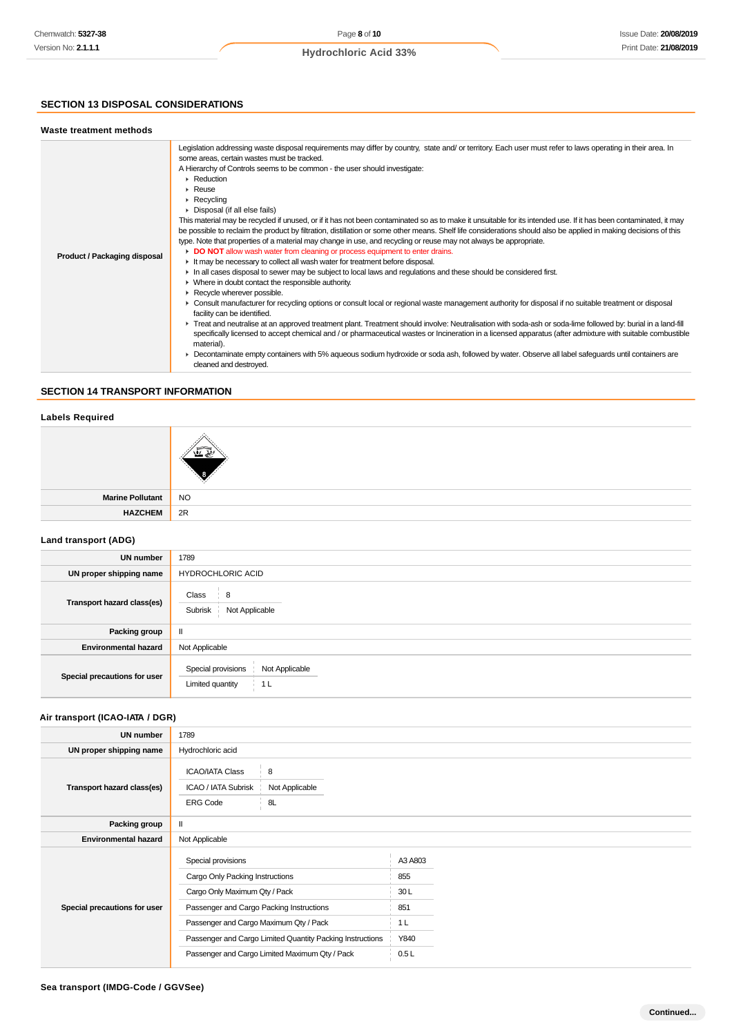## SECTION 13 DISPOSAL CONSIDERATIONS

### Waste treatment methods

| | |
|---|---|
| **Product / Packaging disposal** | Legislation addressing waste disposal requirements may differ by country, state and/ or territory. Each user must refer to laws operating in their area. In some areas, certain wastes must be tracked.<br>A Hierarchy of Controls seems to be common - the user should investigate:<br>▸ Reduction<br>▸ Reuse<br>▸ Recycling<br>▸ Disposal (if all else fails)<br>This material may be recycled if unused, or if it has not been contaminated so as to make it unsuitable for its intended use. If it has been contaminated, it may be possible to reclaim the product by filtration, distillation or some other means. Shelf life considerations should also be applied in making decisions of this type. Note that properties of a material may change in use, and recycling or reuse may not always be appropriate.<br>▸ **DO NOT** allow wash water from cleaning or process equipment to enter drains.<br>▸ It may be necessary to collect all wash water for treatment before disposal.<br>▸ In all cases disposal to sewer may be subject to local laws and regulations and these should be considered first.<br>▸ Where in doubt contact the responsible authority.<br>▸ Recycle wherever possible.<br>▸ Consult manufacturer for recycling options or consult local or regional waste management authority for disposal if no suitable treatment or disposal facility can be identified.<br>▸ Treat and neutralise at an approved treatment plant. Treatment should involve: Neutralisation with soda-ash or soda-lime followed by: burial in a land-fill specifically licensed to accept chemical and / or pharmaceutical wastes or Incineration in a licensed apparatus (after admixture with suitable combustible material).<br>▸ Decontaminate empty containers with 5% aqueous sodium hydroxide or soda ash, followed by water. Observe all label safeguards until containers are cleaned and destroyed. |

## SECTION 14 TRANSPORT INFORMATION

### Labels Required

| | |
|---|---|
| | |
| **Marine Pollutant** | NO |
| **HAZCHEM** | 2R |

### Land transport (ADG)

| | |
|---|---|
| **UN number** | 1789 |
| **UN proper shipping name** | HYDROCHLORIC ACID |
| **Transport hazard class(es)** | Class: 8<br>Subrisk: Not Applicable |
| **Packing group** | II |
| **Environmental hazard** | Not Applicable |
| **Special precautions for user** | Special provisions: Not Applicable<br>Limited quantity: 1 L |

### Air transport (ICAO-IATA / DGR)

| | |
|---|---|
| **UN number** | 1789 |
| **UN proper shipping name** | Hydrochloric acid |
| **Transport hazard class(es)** | ICAO/IATA Class: 8<br>ICAO / IATA Subrisk: Not Applicable<br>ERG Code: 8L |
| **Packing group** | II |
| **Environmental hazard** | Not Applicable |
| **Special precautions for user** | Special provisions: A3 A803<br>Cargo Only Packing Instructions: 855<br>Cargo Only Maximum Qty / Pack: 30 L<br>Passenger and Cargo Packing Instructions: 851<br>Passenger and Cargo Maximum Qty / Pack: 1 L<br>Passenger and Cargo Limited Quantity Packing Instructions: Y840<br>Passenger and Cargo Limited Maximum Qty / Pack: 0.5 L |

### Sea transport (IMDG-Code / GGVSee)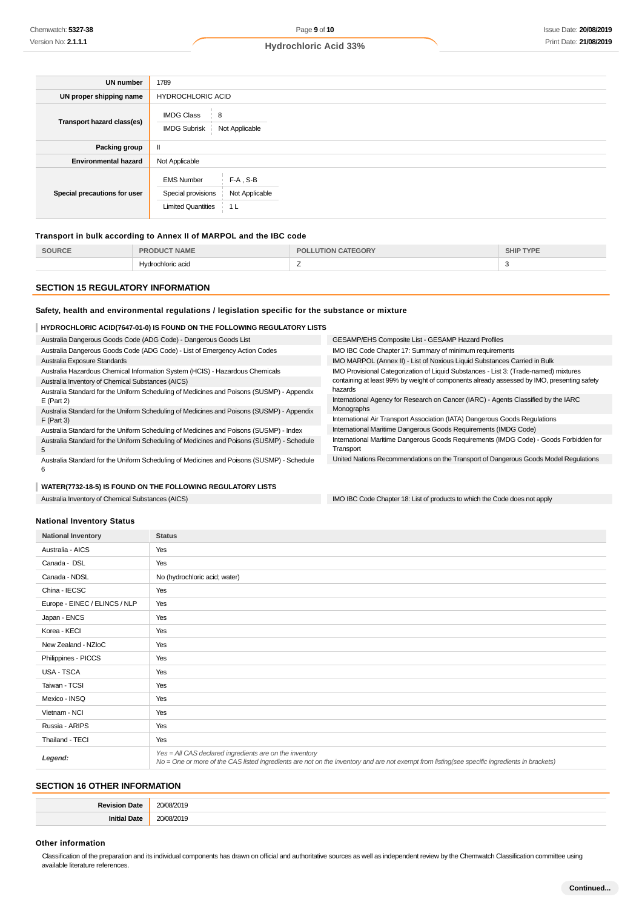| | |
|---|---|
| **UN number** | 1789 |
| **UN proper shipping name** | HYDROCHLORIC ACID |
| **Transport hazard class(es)** | IMDG Class: 8<br>IMDG Subrisk: Not Applicable |
| **Packing group** | II |
| **Environmental hazard** | Not Applicable |
| **Special precautions for user** | EMS Number: F-A , S-B<br>Special provisions: Not Applicable<br>Limited Quantities: 1 L |

### Transport in bulk according to Annex II of MARPOL and the IBC code

| SOURCE | PRODUCT NAME | POLLUTION CATEGORY | SHIP TYPE |
|---|---|---|---|
| | Hydrochloric acid | Z | 3 |

## SECTION 15 REGULATORY INFORMATION

### Safety, health and environmental regulations / legislation specific for the substance or mixture

**HYDROCHLORIC ACID(7647-01-0) IS FOUND ON THE FOLLOWING REGULATORY LISTS**

| | |
|---|---|
| Australia Dangerous Goods Code (ADG Code) - Dangerous Goods List | GESAMP/EHS Composite List - GESAMP Hazard Profiles |
| Australia Dangerous Goods Code (ADG Code) - List of Emergency Action Codes | IMO IBC Code Chapter 17: Summary of minimum requirements |
| Australia Exposure Standards | IMO MARPOL (Annex II) - List of Noxious Liquid Substances Carried in Bulk |
| Australia Hazardous Chemical Information System (HCIS) - Hazardous Chemicals | IMO Provisional Categorization of Liquid Substances - List 3: (Trade-named) mixtures containing at least 99% by weight of components already assessed by IMO, presenting safety hazards |
| Australia Inventory of Chemical Substances (AICS) | International Agency for Research on Cancer (IARC) - Agents Classified by the IARC Monographs |
| Australia Standard for the Uniform Scheduling of Medicines and Poisons (SUSMP) - Appendix E (Part 2) | International Air Transport Association (IATA) Dangerous Goods Regulations |
| Australia Standard for the Uniform Scheduling of Medicines and Poisons (SUSMP) - Appendix F (Part 3) | International Maritime Dangerous Goods Requirements (IMDG Code) |
| Australia Standard for the Uniform Scheduling of Medicines and Poisons (SUSMP) - Index | International Maritime Dangerous Goods Requirements (IMDG Code) - Goods Forbidden for Transport |
| Australia Standard for the Uniform Scheduling of Medicines and Poisons (SUSMP) - Schedule 5 | United Nations Recommendations on the Transport of Dangerous Goods Model Regulations |
| Australia Standard for the Uniform Scheduling of Medicines and Poisons (SUSMP) - Schedule 6 | |

**WATER(7732-18-5) IS FOUND ON THE FOLLOWING REGULATORY LISTS**

| | |
|---|---|
| Australia Inventory of Chemical Substances (AICS) | IMO IBC Code Chapter 18: List of products to which the Code does not apply |

### National Inventory Status

| National Inventory | Status |
|---|---|
| Australia - AICS | Yes |
| Canada - DSL | Yes |
| Canada - NDSL | No (hydrochloric acid; water) |
| China - IECSC | Yes |
| Europe - EINEC / ELINCS / NLP | Yes |
| Japan - ENCS | Yes |
| Korea - KECI | Yes |
| New Zealand - NZIoC | Yes |
| Philippines - PICCS | Yes |
| USA - TSCA | Yes |
| Taiwan - TCSI | Yes |
| Mexico - INSQ | Yes |
| Vietnam - NCI | Yes |
| Russia - ARIPS | Yes |
| Thailand - TECI | Yes |
| ***Legend:*** | *Yes = All CAS declared ingredients are on the inventory*<br>*No = One or more of the CAS listed ingredients are not on the inventory and are not exempt from listing(see specific ingredients in brackets)* |

## SECTION 16 OTHER INFORMATION

| | |
|---|---|
| **Revision Date** | 20/08/2019 |
| **Initial Date** | 20/08/2019 |

### Other information

Classification of the preparation and its individual components has drawn on official and authoritative sources as well as independent review by the Chemwatch Classification committee using available literature references.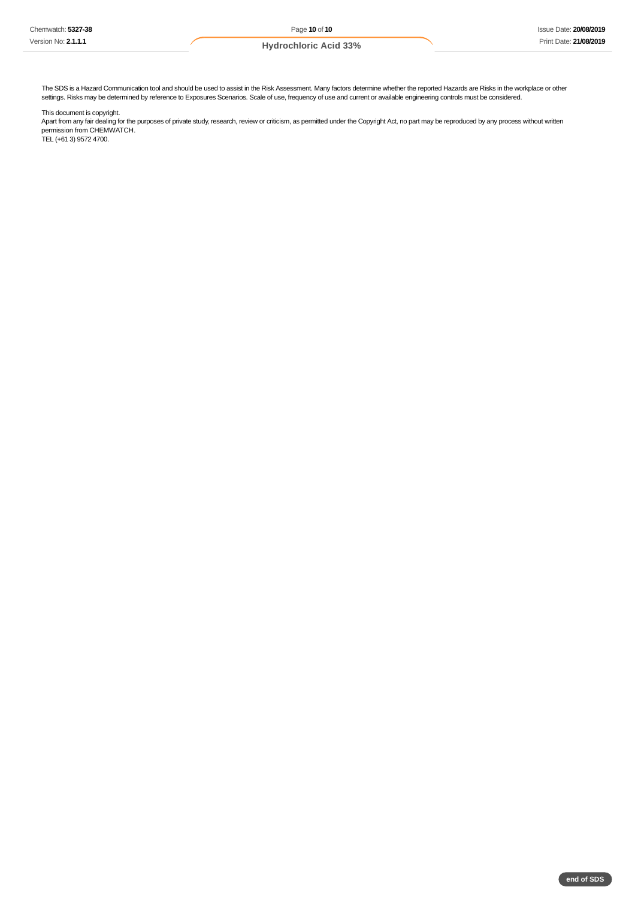The SDS is a Hazard Communication tool and should be used to assist in the Risk Assessment. Many factors determine whether the reported Hazards are Risks in the workplace or other settings. Risks may be determined by reference to Exposures Scenarios. Scale of use, frequency of use and current or available engineering controls must be considered.

This document is copyright.
Apart from any fair dealing for the purposes of private study, research, review or criticism, as permitted under the Copyright Act, no part may be reproduced by any process without written permission from CHEMWATCH.
TEL (+61 3) 9572 4700.

**end of SDS**